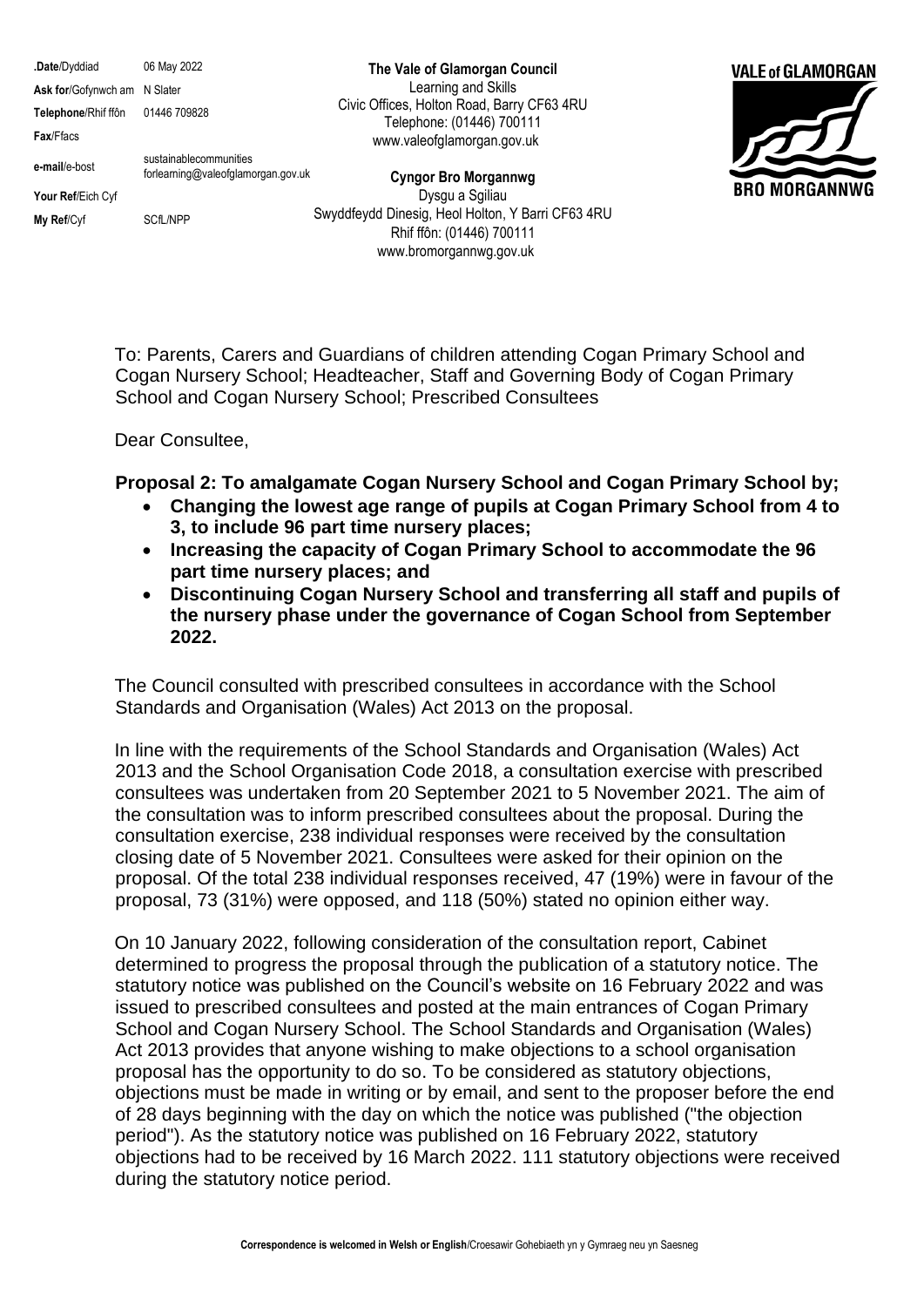| | |
|---|---|
| **Date**/Dyddiad | 06 May 2022 |
| **Ask for**/Gofynwch am | N Slater |
| **Telephone**/Rhif ffôn | 01446 709828 |
| **Fax**/Ffacs | |
| **e-mail**/e-bost | sustainablecommunities forlearning@valeofglamorgan.gov.uk |
| **Your Ref**/Eich Cyf | |
| **My Ref**/Cyf | SCfL/NPP |

**The Vale of Glamorgan Council**
Learning and Skills
Civic Offices, Holton Road, Barry CF63 4RU
Telephone: (01446) 700111
www.valeofglamorgan.gov.uk

**Cyngor Bro Morgannwg**
Dysgu a Sgiliau
Swyddfeydd Dinesig, Heol Holton, Y Barri CF63 4RU
Rhif ffôn: (01446) 700111
www.bromorgannwg.gov.uk

VALE of GLAMORGAN
BRO MORGANNWG

To: Parents, Carers and Guardians of children attending Cogan Primary School and Cogan Nursery School; Headteacher, Staff and Governing Body of Cogan Primary School and Cogan Nursery School; Prescribed Consultees

Dear Consultee,

**Proposal 2: To amalgamate Cogan Nursery School and Cogan Primary School by;**

- **Changing the lowest age range of pupils at Cogan Primary School from 4 to 3, to include 96 part time nursery places;**
- **Increasing the capacity of Cogan Primary School to accommodate the 96 part time nursery places; and**
- **Discontinuing Cogan Nursery School and transferring all staff and pupils of the nursery phase under the governance of Cogan School from September 2022.**

The Council consulted with prescribed consultees in accordance with the School Standards and Organisation (Wales) Act 2013 on the proposal.

In line with the requirements of the School Standards and Organisation (Wales) Act 2013 and the School Organisation Code 2018, a consultation exercise with prescribed consultees was undertaken from 20 September 2021 to 5 November 2021. The aim of the consultation was to inform prescribed consultees about the proposal. During the consultation exercise, 238 individual responses were received by the consultation closing date of 5 November 2021. Consultees were asked for their opinion on the proposal. Of the total 238 individual responses received, 47 (19%) were in favour of the proposal, 73 (31%) were opposed, and 118 (50%) stated no opinion either way.

On 10 January 2022, following consideration of the consultation report, Cabinet determined to progress the proposal through the publication of a statutory notice. The statutory notice was published on the Council's website on 16 February 2022 and was issued to prescribed consultees and posted at the main entrances of Cogan Primary School and Cogan Nursery School. The School Standards and Organisation (Wales) Act 2013 provides that anyone wishing to make objections to a school organisation proposal has the opportunity to do so. To be considered as statutory objections, objections must be made in writing or by email, and sent to the proposer before the end of 28 days beginning with the day on which the notice was published ("the objection period"). As the statutory notice was published on 16 February 2022, statutory objections had to be received by 16 March 2022. 111 statutory objections were received during the statutory notice period.

**Correspondence is welcomed in Welsh or English**/Croesawir Gohebiaeth yn y Gymraeg neu yn Saesneg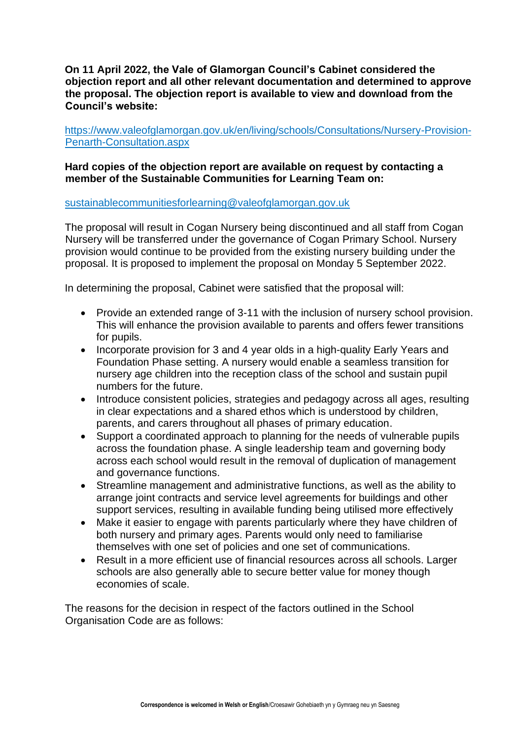**On 11 April 2022, the Vale of Glamorgan Council's Cabinet considered the objection report and all other relevant documentation and determined to approve the proposal. The objection report is available to view and download from the Council's website:**

https://www.valeofglamorgan.gov.uk/en/living/schools/Consultations/Nursery-Provision-Penarth-Consultation.aspx

**Hard copies of the objection report are available on request by contacting a member of the Sustainable Communities for Learning Team on:**

sustainablecommunitiesforlearning@valeofglamorgan.gov.uk

The proposal will result in Cogan Nursery being discontinued and all staff from Cogan Nursery will be transferred under the governance of Cogan Primary School. Nursery provision would continue to be provided from the existing nursery building under the proposal. It is proposed to implement the proposal on Monday 5 September 2022.

In determining the proposal, Cabinet were satisfied that the proposal will:

- Provide an extended range of 3-11 with the inclusion of nursery school provision. This will enhance the provision available to parents and offers fewer transitions for pupils.
- Incorporate provision for 3 and 4 year olds in a high-quality Early Years and Foundation Phase setting. A nursery would enable a seamless transition for nursery age children into the reception class of the school and sustain pupil numbers for the future.
- Introduce consistent policies, strategies and pedagogy across all ages, resulting in clear expectations and a shared ethos which is understood by children, parents, and carers throughout all phases of primary education.
- Support a coordinated approach to planning for the needs of vulnerable pupils across the foundation phase. A single leadership team and governing body across each school would result in the removal of duplication of management and governance functions.
- Streamline management and administrative functions, as well as the ability to arrange joint contracts and service level agreements for buildings and other support services, resulting in available funding being utilised more effectively
- Make it easier to engage with parents particularly where they have children of both nursery and primary ages. Parents would only need to familiarise themselves with one set of policies and one set of communications.
- Result in a more efficient use of financial resources across all schools. Larger schools are also generally able to secure better value for money though economies of scale.

The reasons for the decision in respect of the factors outlined in the School Organisation Code are as follows: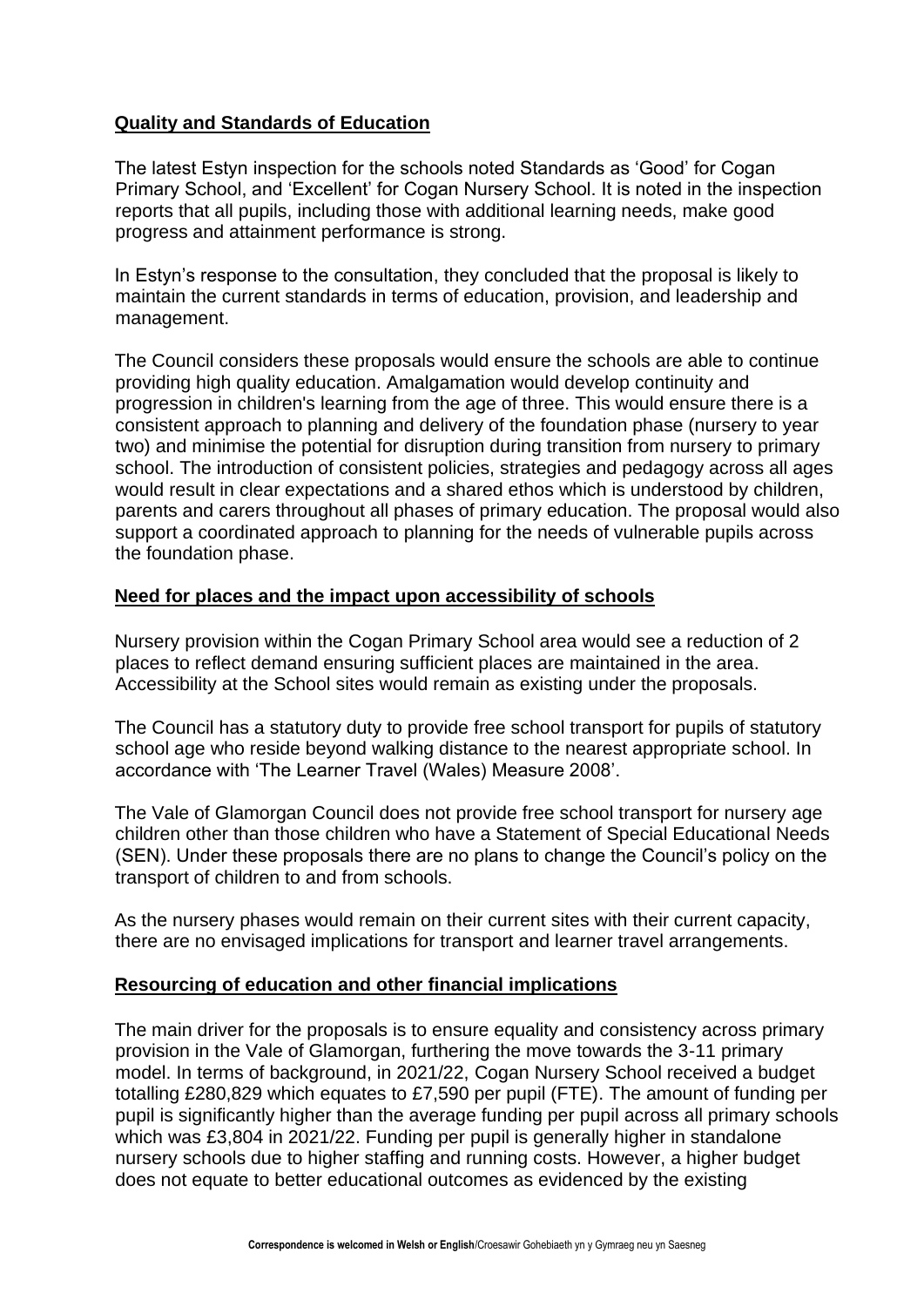**Quality and Standards of Education**

The latest Estyn inspection for the schools noted Standards as 'Good' for Cogan Primary School, and 'Excellent' for Cogan Nursery School. It is noted in the inspection reports that all pupils, including those with additional learning needs, make good progress and attainment performance is strong.

In Estyn's response to the consultation, they concluded that the proposal is likely to maintain the current standards in terms of education, provision, and leadership and management.

The Council considers these proposals would ensure the schools are able to continue providing high quality education. Amalgamation would develop continuity and progression in children's learning from the age of three. This would ensure there is a consistent approach to planning and delivery of the foundation phase (nursery to year two) and minimise the potential for disruption during transition from nursery to primary school. The introduction of consistent policies, strategies and pedagogy across all ages would result in clear expectations and a shared ethos which is understood by children, parents and carers throughout all phases of primary education. The proposal would also support a coordinated approach to planning for the needs of vulnerable pupils across the foundation phase.

**Need for places and the impact upon accessibility of schools**

Nursery provision within the Cogan Primary School area would see a reduction of 2 places to reflect demand ensuring sufficient places are maintained in the area. Accessibility at the School sites would remain as existing under the proposals.

The Council has a statutory duty to provide free school transport for pupils of statutory school age who reside beyond walking distance to the nearest appropriate school. In accordance with 'The Learner Travel (Wales) Measure 2008'.

The Vale of Glamorgan Council does not provide free school transport for nursery age children other than those children who have a Statement of Special Educational Needs (SEN). Under these proposals there are no plans to change the Council's policy on the transport of children to and from schools.

As the nursery phases would remain on their current sites with their current capacity, there are no envisaged implications for transport and learner travel arrangements.

**Resourcing of education and other financial implications**

The main driver for the proposals is to ensure equality and consistency across primary provision in the Vale of Glamorgan, furthering the move towards the 3-11 primary model. In terms of background, in 2021/22, Cogan Nursery School received a budget totalling £280,829 which equates to £7,590 per pupil (FTE). The amount of funding per pupil is significantly higher than the average funding per pupil across all primary schools which was £3,804 in 2021/22. Funding per pupil is generally higher in standalone nursery schools due to higher staffing and running costs. However, a higher budget does not equate to better educational outcomes as evidenced by the existing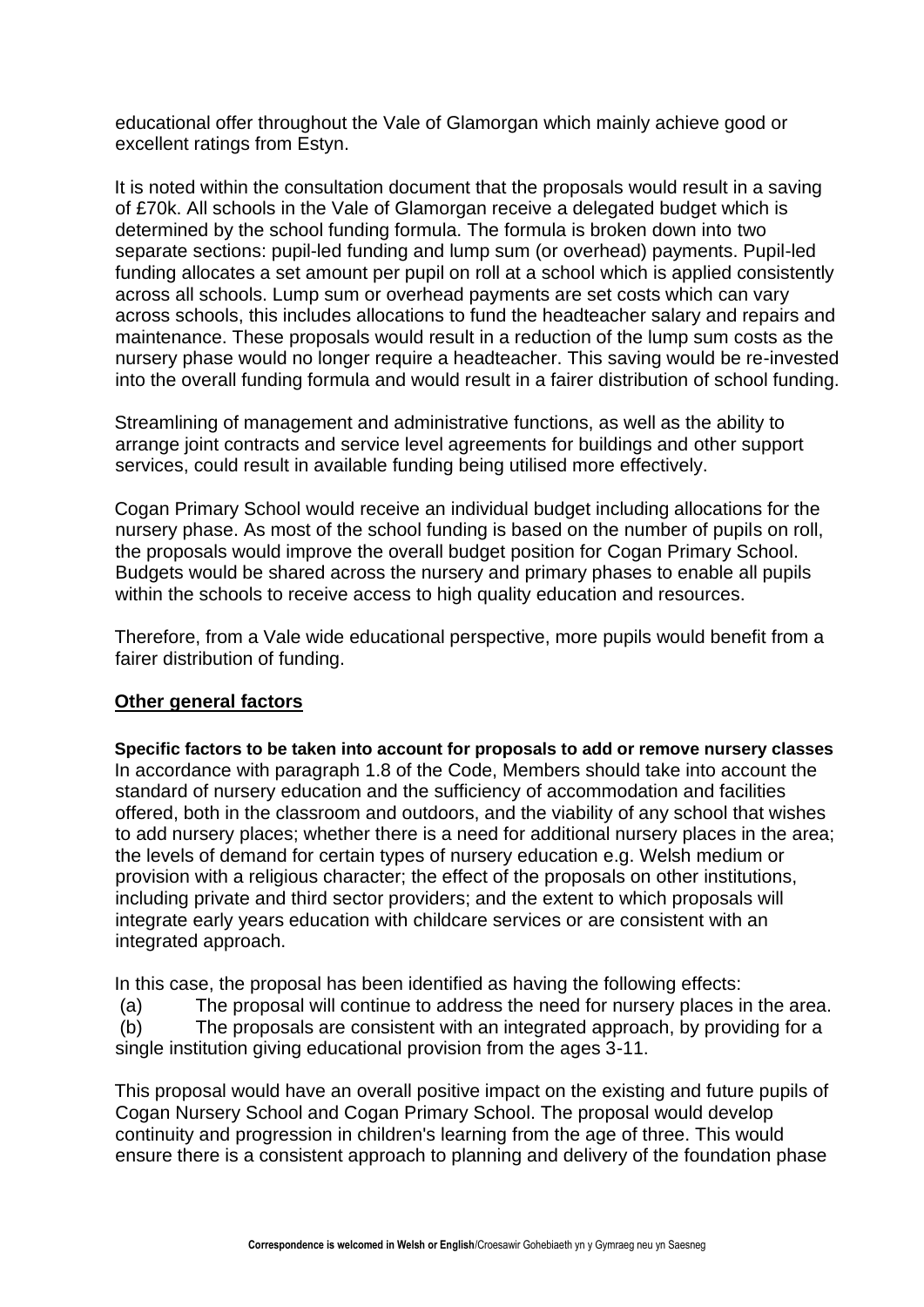educational offer throughout the Vale of Glamorgan which mainly achieve good or excellent ratings from Estyn.

It is noted within the consultation document that the proposals would result in a saving of £70k. All schools in the Vale of Glamorgan receive a delegated budget which is determined by the school funding formula. The formula is broken down into two separate sections: pupil-led funding and lump sum (or overhead) payments. Pupil-led funding allocates a set amount per pupil on roll at a school which is applied consistently across all schools. Lump sum or overhead payments are set costs which can vary across schools, this includes allocations to fund the headteacher salary and repairs and maintenance. These proposals would result in a reduction of the lump sum costs as the nursery phase would no longer require a headteacher. This saving would be re-invested into the overall funding formula and would result in a fairer distribution of school funding.

Streamlining of management and administrative functions, as well as the ability to arrange joint contracts and service level agreements for buildings and other support services, could result in available funding being utilised more effectively.

Cogan Primary School would receive an individual budget including allocations for the nursery phase. As most of the school funding is based on the number of pupils on roll, the proposals would improve the overall budget position for Cogan Primary School. Budgets would be shared across the nursery and primary phases to enable all pupils within the schools to receive access to high quality education and resources.

Therefore, from a Vale wide educational perspective, more pupils would benefit from a fairer distribution of funding.

**Other general factors**

**Specific factors to be taken into account for proposals to add or remove nursery classes**
In accordance with paragraph 1.8 of the Code, Members should take into account the standard of nursery education and the sufficiency of accommodation and facilities offered, both in the classroom and outdoors, and the viability of any school that wishes to add nursery places; whether there is a need for additional nursery places in the area; the levels of demand for certain types of nursery education e.g. Welsh medium or provision with a religious character; the effect of the proposals on other institutions, including private and third sector providers; and the extent to which proposals will integrate early years education with childcare services or are consistent with an integrated approach.

In this case, the proposal has been identified as having the following effects:

(a) The proposal will continue to address the need for nursery places in the area.

(b) The proposals are consistent with an integrated approach, by providing for a single institution giving educational provision from the ages 3-11.

This proposal would have an overall positive impact on the existing and future pupils of Cogan Nursery School and Cogan Primary School. The proposal would develop continuity and progression in children's learning from the age of three. This would ensure there is a consistent approach to planning and delivery of the foundation phase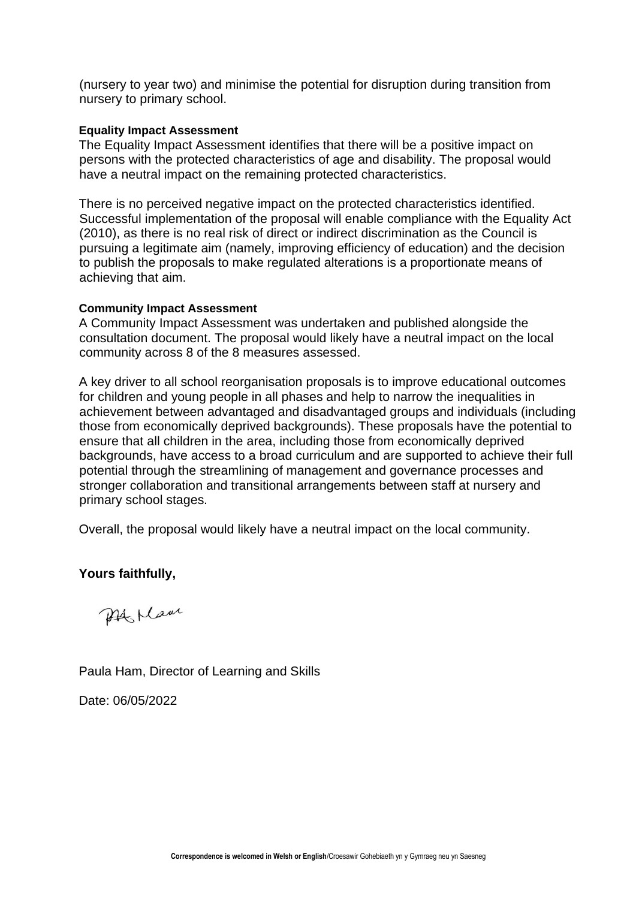(nursery to year two) and minimise the potential for disruption during transition from nursery to primary school.

**Equality Impact Assessment**

The Equality Impact Assessment identifies that there will be a positive impact on persons with the protected characteristics of age and disability. The proposal would have a neutral impact on the remaining protected characteristics.

There is no perceived negative impact on the protected characteristics identified. Successful implementation of the proposal will enable compliance with the Equality Act (2010), as there is no real risk of direct or indirect discrimination as the Council is pursuing a legitimate aim (namely, improving efficiency of education) and the decision to publish the proposals to make regulated alterations is a proportionate means of achieving that aim.

**Community Impact Assessment**

A Community Impact Assessment was undertaken and published alongside the consultation document. The proposal would likely have a neutral impact on the local community across 8 of the 8 measures assessed.

A key driver to all school reorganisation proposals is to improve educational outcomes for children and young people in all phases and help to narrow the inequalities in achievement between advantaged and disadvantaged groups and individuals (including those from economically deprived backgrounds). These proposals have the potential to ensure that all children in the area, including those from economically deprived backgrounds, have access to a broad curriculum and are supported to achieve their full potential through the streamlining of management and governance processes and stronger collaboration and transitional arrangements between staff at nursery and primary school stages.

Overall, the proposal would likely have a neutral impact on the local community.

**Yours faithfully,**

Paula Ham, Director of Learning and Skills

Date: 06/05/2022

**Correspondence is welcomed in Welsh or English**/Croesawir Gohebiaeth yn y Gymraeg neu yn Saesneg